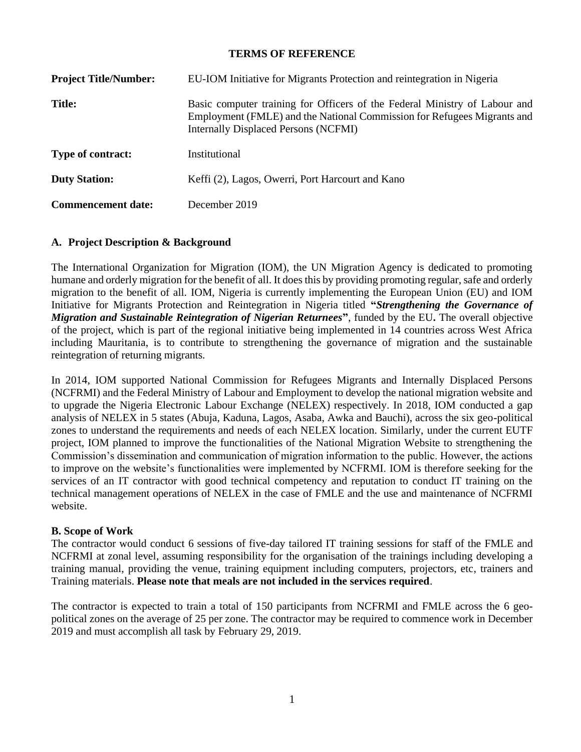# TERMS OF REFERENCE

| | |
|---|---|
| **Project Title/Number:** | EU-IOM Initiative for Migrants Protection and reintegration in Nigeria |
| **Title:** | Basic computer training for Officers of the Federal Ministry of Labour and Employment (FMLE) and the National Commission for Refugees Migrants and Internally Displaced Persons (NCFMI) |
| **Type of contract:** | Institutional |
| **Duty Station:** | Keffi (2), Lagos, Owerri, Port Harcourt and Kano |
| **Commencement date:** | December 2019 |

## A. Project Description & Background

The International Organization for Migration (IOM), the UN Migration Agency is dedicated to promoting humane and orderly migration for the benefit of all. It does this by providing promoting regular, safe and orderly migration to the benefit of all. IOM, Nigeria is currently implementing the European Union (EU) and IOM Initiative for Migrants Protection and Reintegration in Nigeria titled **"*Strengthening the Governance of Migration and Sustainable Reintegration of Nigerian Returnees*"**, funded by the EU**.** The overall objective of the project, which is part of the regional initiative being implemented in 14 countries across West Africa including Mauritania, is to contribute to strengthening the governance of migration and the sustainable reintegration of returning migrants.

In 2014, IOM supported National Commission for Refugees Migrants and Internally Displaced Persons (NCFRMI) and the Federal Ministry of Labour and Employment to develop the national migration website and to upgrade the Nigeria Electronic Labour Exchange (NELEX) respectively. In 2018, IOM conducted a gap analysis of NELEX in 5 states (Abuja, Kaduna, Lagos, Asaba, Awka and Bauchi), across the six geo-political zones to understand the requirements and needs of each NELEX location. Similarly, under the current EUTF project, IOM planned to improve the functionalities of the National Migration Website to strengthening the Commission's dissemination and communication of migration information to the public. However, the actions to improve on the website's functionalities were implemented by NCFRMI. IOM is therefore seeking for the services of an IT contractor with good technical competency and reputation to conduct IT training on the technical management operations of NELEX in the case of FMLE and the use and maintenance of NCFRMI website.

## B. Scope of Work

The contractor would conduct 6 sessions of five-day tailored IT training sessions for staff of the FMLE and NCFRMI at zonal level, assuming responsibility for the organisation of the trainings including developing a training manual, providing the venue, training equipment including computers, projectors, etc, trainers and Training materials. **Please note that meals are not included in the services required**.

The contractor is expected to train a total of 150 participants from NCFRMI and FMLE across the 6 geo-political zones on the average of 25 per zone. The contractor may be required to commence work in December 2019 and must accomplish all task by February 29, 2019.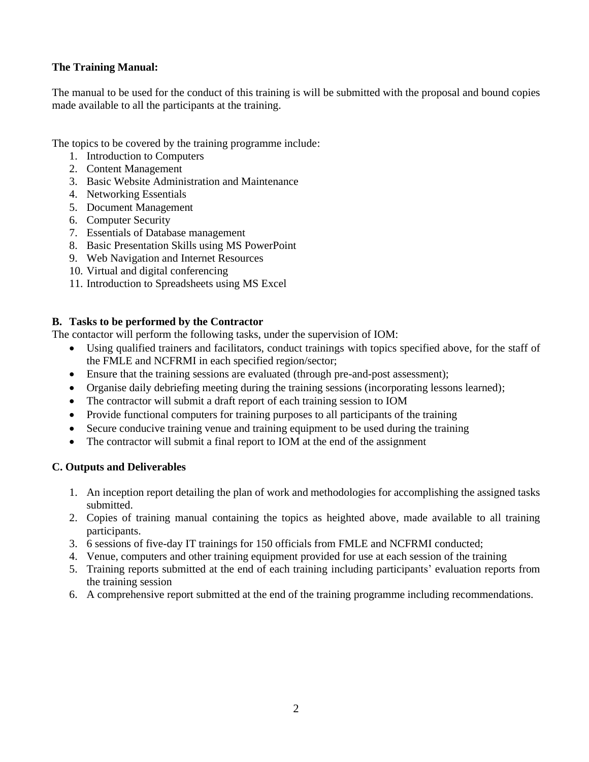**The Training Manual:**

The manual to be used for the conduct of this training is will be submitted with the proposal and bound copies made available to all the participants at the training.

The topics to be covered by the training programme include:

1. Introduction to Computers
2. Content Management
3. Basic Website Administration and Maintenance
4. Networking Essentials
5. Document Management
6. Computer Security
7. Essentials of Database management
8. Basic Presentation Skills using MS PowerPoint
9. Web Navigation and Internet Resources
10. Virtual and digital conferencing
11. Introduction to Spreadsheets using MS Excel

**B. Tasks to be performed by the Contractor**

The contactor will perform the following tasks, under the supervision of IOM:

- Using qualified trainers and facilitators, conduct trainings with topics specified above, for the staff of the FMLE and NCFRMI in each specified region/sector;
- Ensure that the training sessions are evaluated (through pre-and-post assessment);
- Organise daily debriefing meeting during the training sessions (incorporating lessons learned);
- The contractor will submit a draft report of each training session to IOM
- Provide functional computers for training purposes to all participants of the training
- Secure conducive training venue and training equipment to be used during the training
- The contractor will submit a final report to IOM at the end of the assignment

**C. Outputs and Deliverables**

1. An inception report detailing the plan of work and methodologies for accomplishing the assigned tasks submitted.
2. Copies of training manual containing the topics as heighted above, made available to all training participants.
3. 6 sessions of five-day IT trainings for 150 officials from FMLE and NCFRMI conducted;
4. Venue, computers and other training equipment provided for use at each session of the training
5. Training reports submitted at the end of each training including participants' evaluation reports from the training session
6. A comprehensive report submitted at the end of the training programme including recommendations.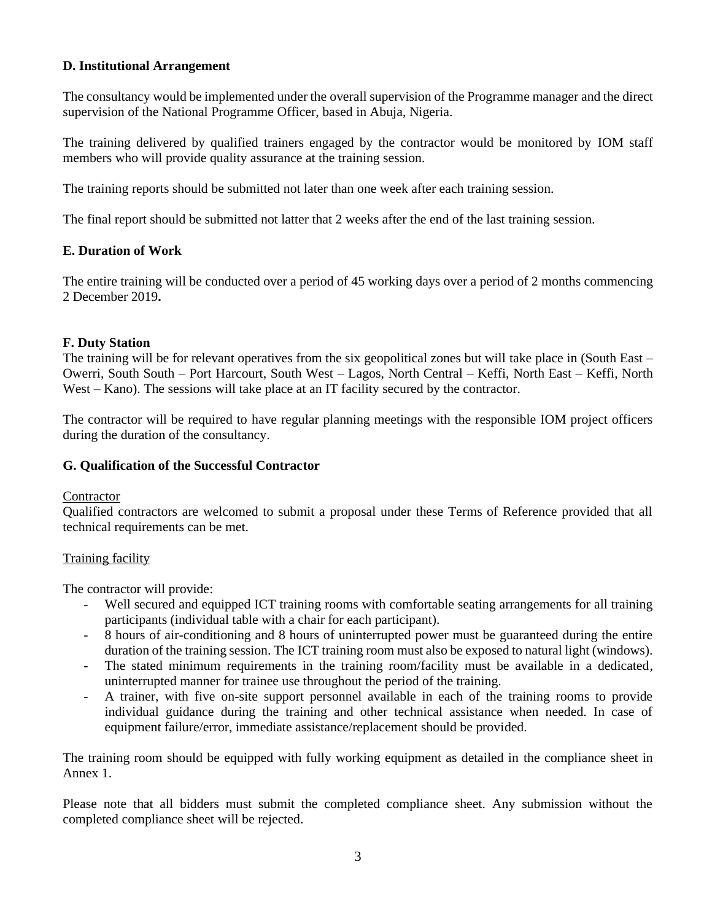**D. Institutional Arrangement**

The consultancy would be implemented under the overall supervision of the Programme manager and the direct supervision of the National Programme Officer, based in Abuja, Nigeria.

The training delivered by qualified trainers engaged by the contractor would be monitored by IOM staff members who will provide quality assurance at the training session.

The training reports should be submitted not later than one week after each training session.

The final report should be submitted not latter that 2 weeks after the end of the last training session.

**E. Duration of Work**

The entire training will be conducted over a period of 45 working days over a period of 2 months commencing 2 December 2019**.**

**F. Duty Station**

The training will be for relevant operatives from the six geopolitical zones but will take place in (South East – Owerri, South South – Port Harcourt, South West – Lagos, North Central – Keffi, North East – Keffi, North West – Kano). The sessions will take place at an IT facility secured by the contractor.

The contractor will be required to have regular planning meetings with the responsible IOM project officers during the duration of the consultancy.

**G. Qualification of the Successful Contractor**

Contractor

Qualified contractors are welcomed to submit a proposal under these Terms of Reference provided that all technical requirements can be met.

Training facility

The contractor will provide:

- Well secured and equipped ICT training rooms with comfortable seating arrangements for all training participants (individual table with a chair for each participant).
- 8 hours of air-conditioning and 8 hours of uninterrupted power must be guaranteed during the entire duration of the training session. The ICT training room must also be exposed to natural light (windows).
- The stated minimum requirements in the training room/facility must be available in a dedicated, uninterrupted manner for trainee use throughout the period of the training.
- A trainer, with five on-site support personnel available in each of the training rooms to provide individual guidance during the training and other technical assistance when needed. In case of equipment failure/error, immediate assistance/replacement should be provided.

The training room should be equipped with fully working equipment as detailed in the compliance sheet in Annex 1.

Please note that all bidders must submit the completed compliance sheet. Any submission without the completed compliance sheet will be rejected.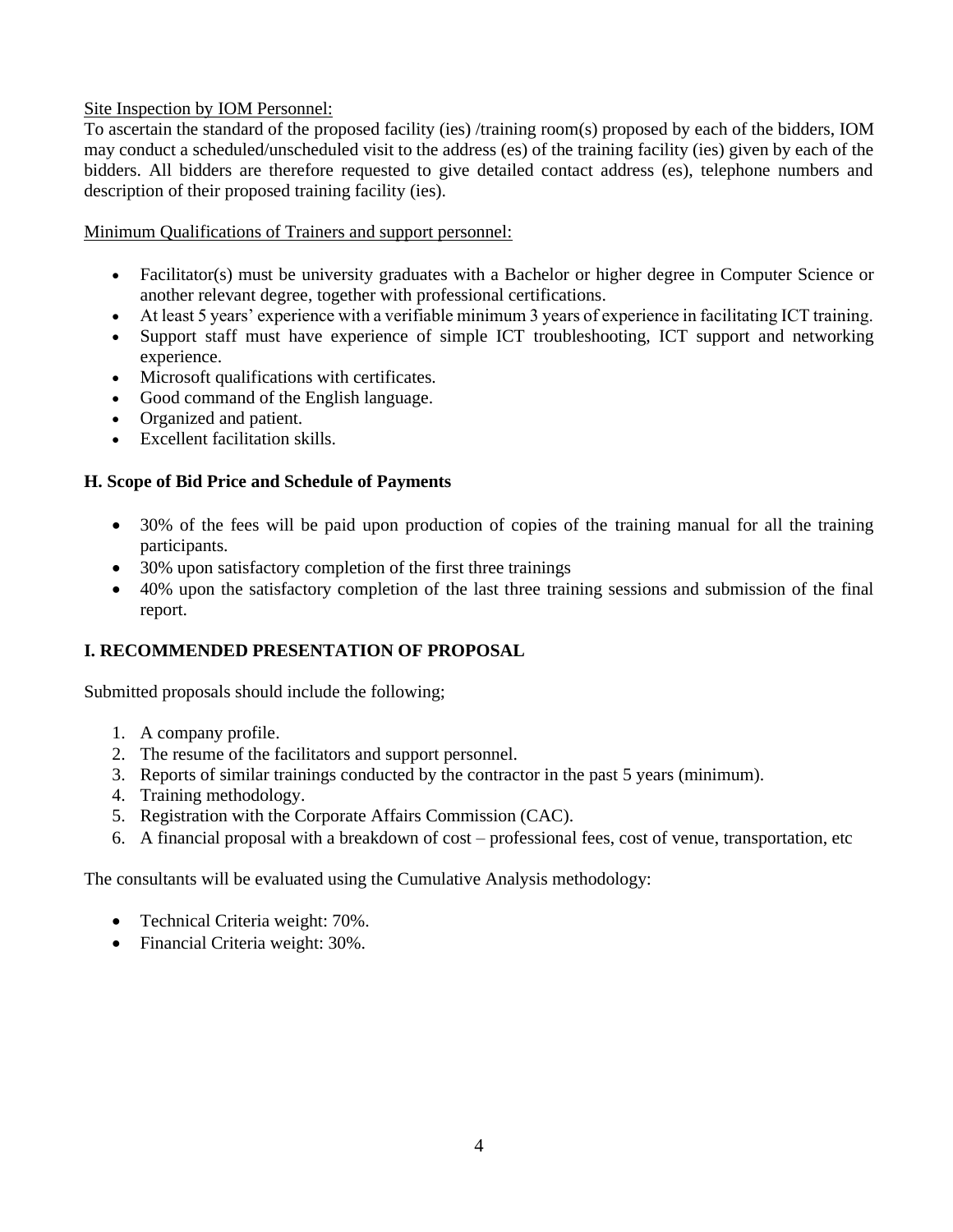Site Inspection by IOM Personnel:

To ascertain the standard of the proposed facility (ies) /training room(s) proposed by each of the bidders, IOM may conduct a scheduled/unscheduled visit to the address (es) of the training facility (ies) given by each of the bidders. All bidders are therefore requested to give detailed contact address (es), telephone numbers and description of their proposed training facility (ies).

Minimum Qualifications of Trainers and support personnel:

- Facilitator(s) must be university graduates with a Bachelor or higher degree in Computer Science or another relevant degree, together with professional certifications.
- At least 5 years' experience with a verifiable minimum 3 years of experience in facilitating ICT training.
- Support staff must have experience of simple ICT troubleshooting, ICT support and networking experience.
- Microsoft qualifications with certificates.
- Good command of the English language.
- Organized and patient.
- Excellent facilitation skills.

## H. Scope of Bid Price and Schedule of Payments

- 30% of the fees will be paid upon production of copies of the training manual for all the training participants.
- 30% upon satisfactory completion of the first three trainings
- 40% upon the satisfactory completion of the last three training sessions and submission of the final report.

## I. RECOMMENDED PRESENTATION OF PROPOSAL

Submitted proposals should include the following;

1. A company profile.
2. The resume of the facilitators and support personnel.
3. Reports of similar trainings conducted by the contractor in the past 5 years (minimum).
4. Training methodology.
5. Registration with the Corporate Affairs Commission (CAC).
6. A financial proposal with a breakdown of cost – professional fees, cost of venue, transportation, etc

The consultants will be evaluated using the Cumulative Analysis methodology:

- Technical Criteria weight: 70%.
- Financial Criteria weight: 30%.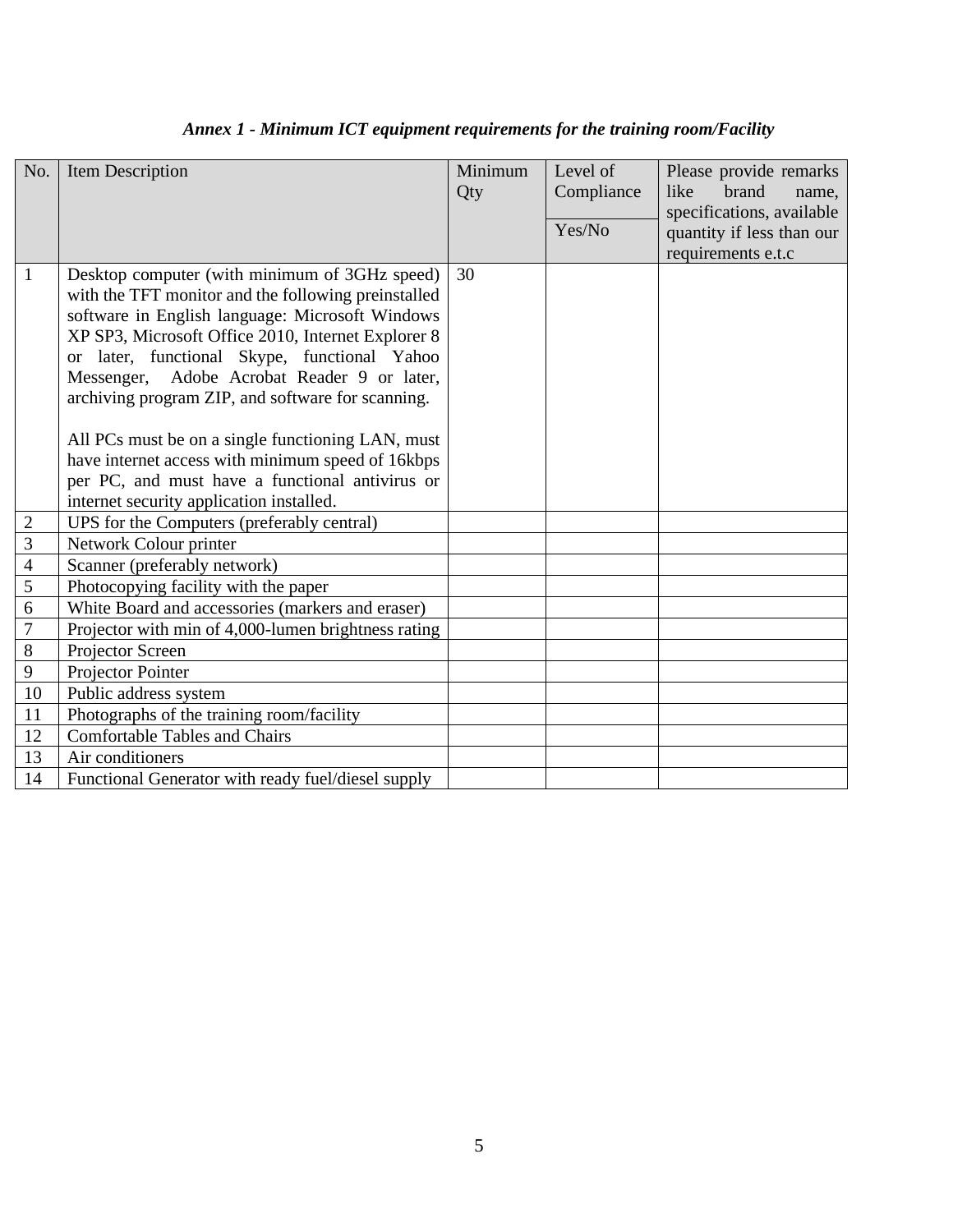*Annex 1 - Minimum ICT equipment requirements for the training room/Facility*

| No. | Item Description | Minimum Qty | Level of Compliance | Please provide remarks like brand name, specifications, available quantity if less than our requirements e.t.c |
|---|---|---|---|---|
| | | | Yes/No | |
| 1 | Desktop computer (with minimum of 3GHz speed) with the TFT monitor and the following preinstalled software in English language: Microsoft Windows XP SP3, Microsoft Office 2010, Internet Explorer 8 or later, functional Skype, functional Yahoo Messenger, Adobe Acrobat Reader 9 or later, archiving program ZIP, and software for scanning.<br><br>All PCs must be on a single functioning LAN, must have internet access with minimum speed of 16kbps per PC, and must have a functional antivirus or internet security application installed. | 30 | | |
| 2 | UPS for the Computers (preferably central) | | | |
| 3 | Network Colour printer | | | |
| 4 | Scanner (preferably network) | | | |
| 5 | Photocopying facility with the paper | | | |
| 6 | White Board and accessories (markers and eraser) | | | |
| 7 | Projector with min of 4,000-lumen brightness rating | | | |
| 8 | Projector Screen | | | |
| 9 | Projector Pointer | | | |
| 10 | Public address system | | | |
| 11 | Photographs of the training room/facility | | | |
| 12 | Comfortable Tables and Chairs | | | |
| 13 | Air conditioners | | | |
| 14 | Functional Generator with ready fuel/diesel supply | | | |